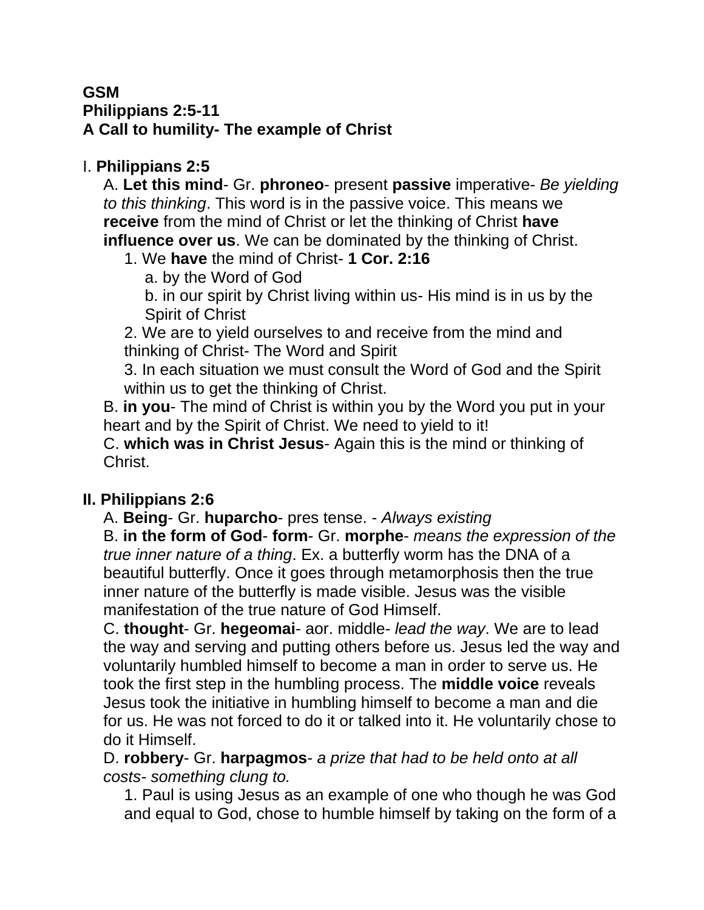**GSM**
**Philippians 2:5-11**
**A Call to humility- The example of Christ**

I. **Philippians 2:5**

A. **Let this mind**- Gr. **phroneo**- present **passive** imperative- *Be yielding to this thinking*. This word is in the passive voice. This means we **receive** from the mind of Christ or let the thinking of Christ **have influence over us**. We can be dominated by the thinking of Christ.

1. We **have** the mind of Christ- **1 Cor. 2:16**
   a. by the Word of God
   b. in our spirit by Christ living within us- His mind is in us by the Spirit of Christ
2. We are to yield ourselves to and receive from the mind and thinking of Christ- The Word and Spirit
3. In each situation we must consult the Word of God and the Spirit within us to get the thinking of Christ.

B. **in you**- The mind of Christ is within you by the Word you put in your heart and by the Spirit of Christ. We need to yield to it!

C. **which was in Christ Jesus**- Again this is the mind or thinking of Christ.

**II. Philippians 2:6**

A. **Being**- Gr. **huparcho**- pres tense. - *Always existing*

B. **in the form of God**- **form**- Gr. **morphe**- *means the expression of the true inner nature of a thing*. Ex. a butterfly worm has the DNA of a beautiful butterfly. Once it goes through metamorphosis then the true inner nature of the butterfly is made visible. Jesus was the visible manifestation of the true nature of God Himself.

C. **thought**- Gr. **hegeomai**- aor. middle- *lead the way*. We are to lead the way and serving and putting others before us. Jesus led the way and voluntarily humbled himself to become a man in order to serve us. He took the first step in the humbling process. The **middle voice** reveals Jesus took the initiative in humbling himself to become a man and die for us. He was not forced to do it or talked into it. He voluntarily chose to do it Himself.

D. **robbery**- Gr. **harpagmos**- *a prize that had to be held onto at all costs- something clung to.*

1. Paul is using Jesus as an example of one who though he was God and equal to God, chose to humble himself by taking on the form of a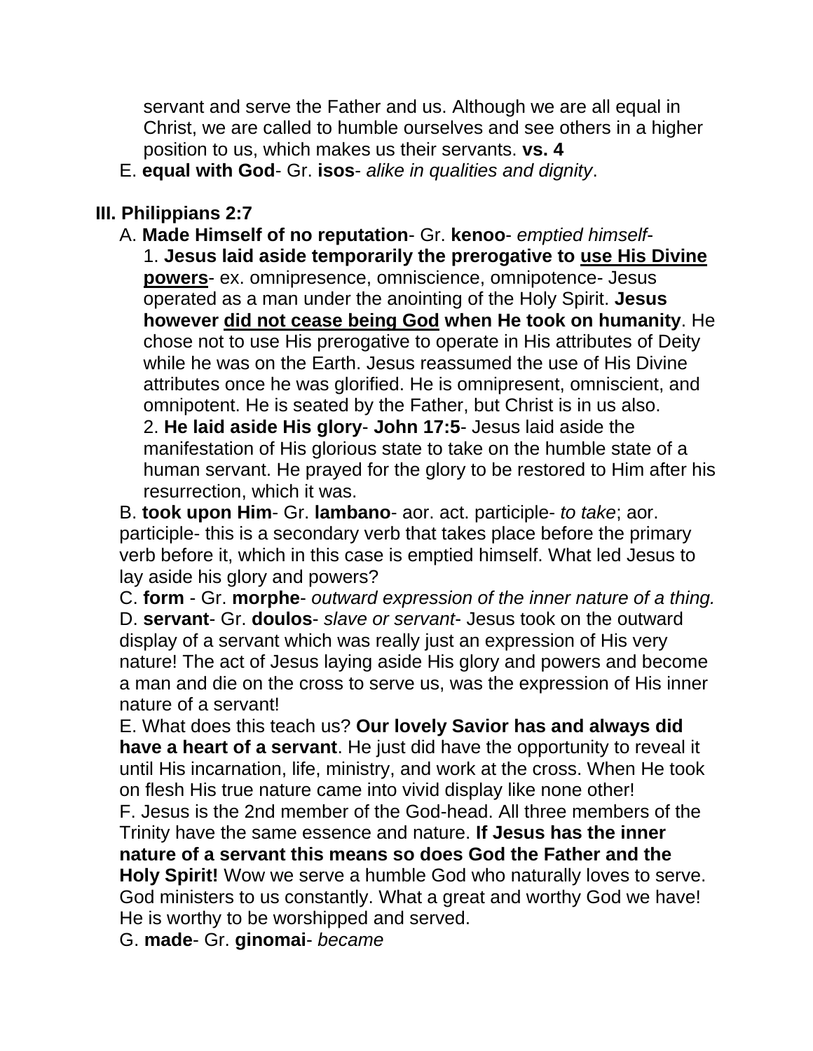servant and serve the Father and us. Although we are all equal in Christ, we are called to humble ourselves and see others in a higher position to us, which makes us their servants. **vs. 4**

E. **equal with God**- Gr. **isos**- *alike in qualities and dignity*.

## III. Philippians 2:7

A. **Made Himself of no reputation**- Gr. **kenoo**- *emptied himself*-

1. **Jesus laid aside temporarily the prerogative to <u>use His Divine powers</u>**- ex. omnipresence, omniscience, omnipotence- Jesus operated as a man under the anointing of the Holy Spirit. **Jesus however <u>did not cease being God</u> when He took on humanity**. He chose not to use His prerogative to operate in His attributes of Deity while he was on the Earth. Jesus reassumed the use of His Divine attributes once he was glorified. He is omnipresent, omniscient, and omnipotent. He is seated by the Father, but Christ is in us also.

2. **He laid aside His glory**- **John 17:5**- Jesus laid aside the manifestation of His glorious state to take on the humble state of a human servant. He prayed for the glory to be restored to Him after his resurrection, which it was.

B. **took upon Him**- Gr. **lambano**- aor. act. participle- *to take*; aor. participle- this is a secondary verb that takes place before the primary verb before it, which in this case is emptied himself. What led Jesus to lay aside his glory and powers?

C. **form** - Gr. **morphe**- *outward expression of the inner nature of a thing.*

D. **servant**- Gr. **doulos**- *slave or servant*- Jesus took on the outward display of a servant which was really just an expression of His very nature! The act of Jesus laying aside His glory and powers and become a man and die on the cross to serve us, was the expression of His inner nature of a servant!

E. What does this teach us? **Our lovely Savior has and always did have a heart of a servant**. He just did have the opportunity to reveal it until His incarnation, life, ministry, and work at the cross. When He took on flesh His true nature came into vivid display like none other!

F. Jesus is the 2nd member of the God-head. All three members of the Trinity have the same essence and nature. **If Jesus has the inner nature of a servant this means so does God the Father and the Holy Spirit!** Wow we serve a humble God who naturally loves to serve. God ministers to us constantly. What a great and worthy God we have! He is worthy to be worshipped and served.

G. **made**- Gr. **ginomai**- *became*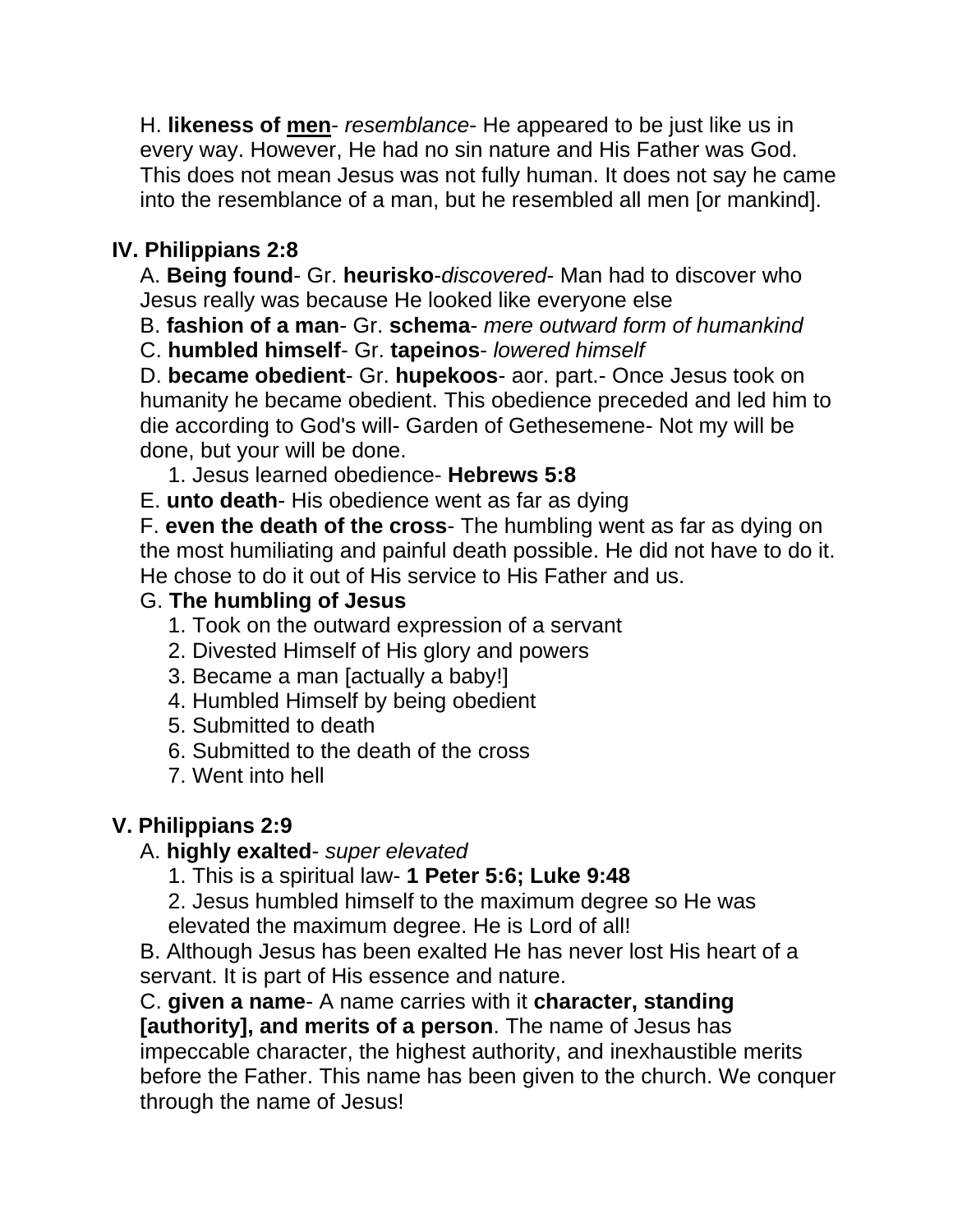H. **likeness of <u>men</u>**- *resemblance*- He appeared to be just like us in every way. However, He had no sin nature and His Father was God. This does not mean Jesus was not fully human. It does not say he came into the resemblance of a man, but he resembled all men [or mankind].

## IV. Philippians 2:8

A. **Being found**- Gr. **heurisko**-*discovered*- Man had to discover who Jesus really was because He looked like everyone else

B. **fashion of a man**- Gr. **schema**- *mere outward form of humankind*

C. **humbled himself**- Gr. **tapeinos**- *lowered himself*

D. **became obedient**- Gr. **hupekoos**- aor. part.- Once Jesus took on humanity he became obedient. This obedience preceded and led him to die according to God's will- Garden of Gethesemene- Not my will be done, but your will be done.

1. Jesus learned obedience- **Hebrews 5:8**

E. **unto death**- His obedience went as far as dying

F. **even the death of the cross**- The humbling went as far as dying on the most humiliating and painful death possible. He did not have to do it. He chose to do it out of His service to His Father and us.

G. **The humbling of Jesus**

1. Took on the outward expression of a servant
2. Divested Himself of His glory and powers
3. Became a man [actually a baby!]
4. Humbled Himself by being obedient
5. Submitted to death
6. Submitted to the death of the cross
7. Went into hell

## V. Philippians 2:9

A. **highly exalted**- *super elevated*

1. This is a spiritual law- **1 Peter 5:6; Luke 9:48**
2. Jesus humbled himself to the maximum degree so He was elevated the maximum degree. He is Lord of all!

B. Although Jesus has been exalted He has never lost His heart of a servant. It is part of His essence and nature.

C. **given a name**- A name carries with it **character, standing [authority], and merits of a person**. The name of Jesus has impeccable character, the highest authority, and inexhaustible merits before the Father. This name has been given to the church. We conquer through the name of Jesus!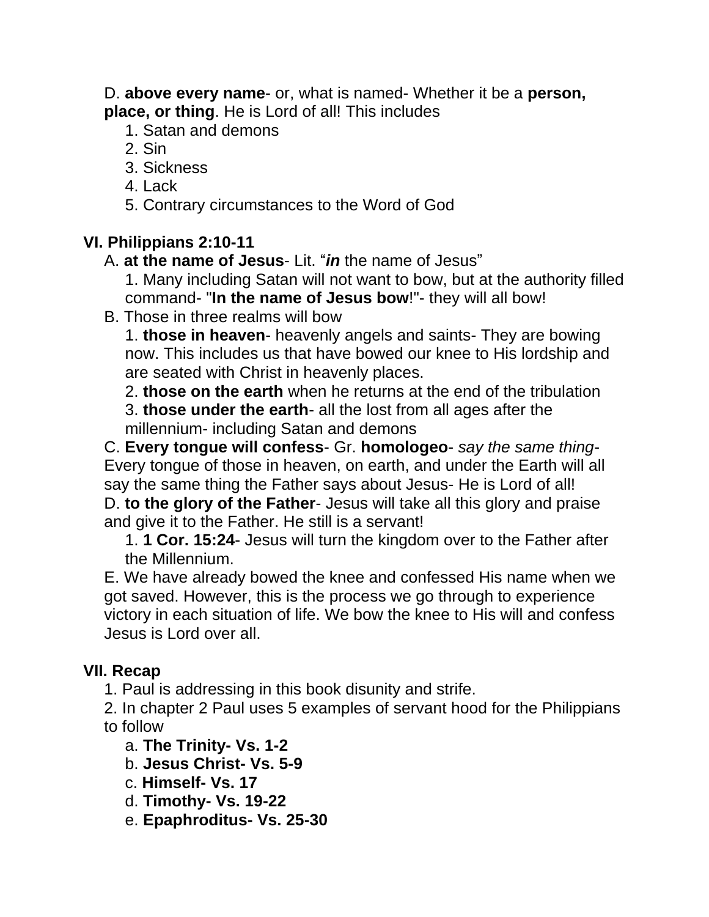D. **above every name**- or, what is named- Whether it be a **person, place, or thing**. He is Lord of all! This includes

1. Satan and demons
2. Sin
3. Sickness
4. Lack
5. Contrary circumstances to the Word of God

## VI. Philippians 2:10-11

A. **at the name of Jesus**- Lit. "***in*** the name of Jesus"

1. Many including Satan will not want to bow, but at the authority filled command- "**In the name of Jesus bow**!"- they will all bow!

B. Those in three realms will bow

1. **those in heaven**- heavenly angels and saints- They are bowing now. This includes us that have bowed our knee to His lordship and are seated with Christ in heavenly places.
2. **those on the earth** when he returns at the end of the tribulation
3. **those under the earth**- all the lost from all ages after the millennium- including Satan and demons

C. **Every tongue will confess**- Gr. **homologeo**- *say the same thing*- Every tongue of those in heaven, on earth, and under the Earth will all say the same thing the Father says about Jesus- He is Lord of all!

D. **to the glory of the Father**- Jesus will take all this glory and praise and give it to the Father. He still is a servant!

1. **1 Cor. 15:24**- Jesus will turn the kingdom over to the Father after the Millennium.

E. We have already bowed the knee and confessed His name when we got saved. However, this is the process we go through to experience victory in each situation of life. We bow the knee to His will and confess Jesus is Lord over all.

## VII. Recap

1. Paul is addressing in this book disunity and strife.
2. In chapter 2 Paul uses 5 examples of servant hood for the Philippians to follow
   a. **The Trinity- Vs. 1-2**
   b. **Jesus Christ- Vs. 5-9**
   c. **Himself- Vs. 17**
   d. **Timothy- Vs. 19-22**
   e. **Epaphroditus- Vs. 25-30**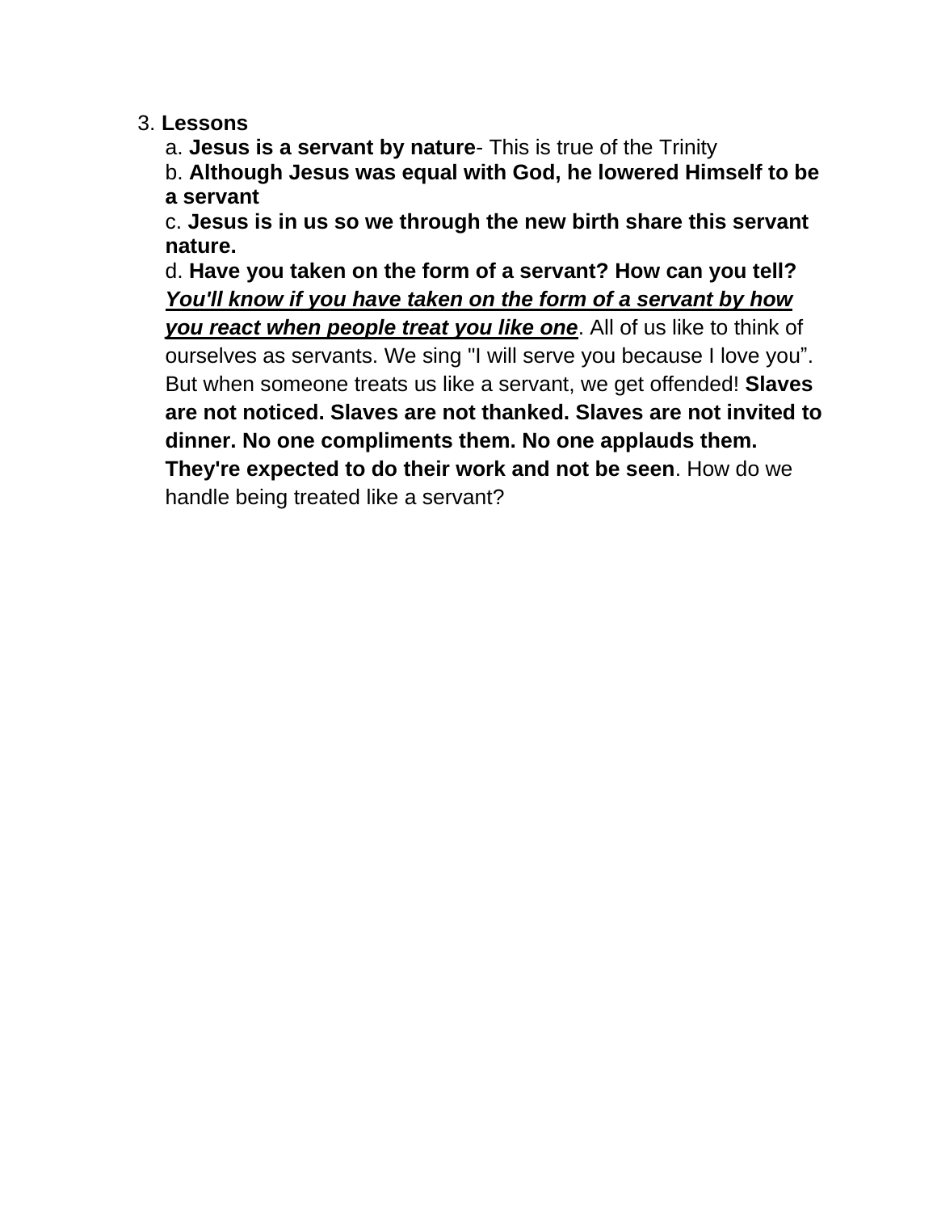3. **Lessons**

   a. **Jesus is a servant by nature**- This is true of the Trinity

   b. **Although Jesus was equal with God, he lowered Himself to be a servant**

   c. **Jesus is in us so we through the new birth share this servant nature.**

   d. **Have you taken on the form of a servant? How can you tell?** ***<u>You'll know if you have taken on the form of a servant by how you react when people treat you like one</u>***. All of us like to think of ourselves as servants. We sing "I will serve you because I love you". But when someone treats us like a servant, we get offended! **Slaves are not noticed. Slaves are not thanked. Slaves are not invited to dinner. No one compliments them. No one applauds them. They're expected to do their work and not be seen**. How do we handle being treated like a servant?